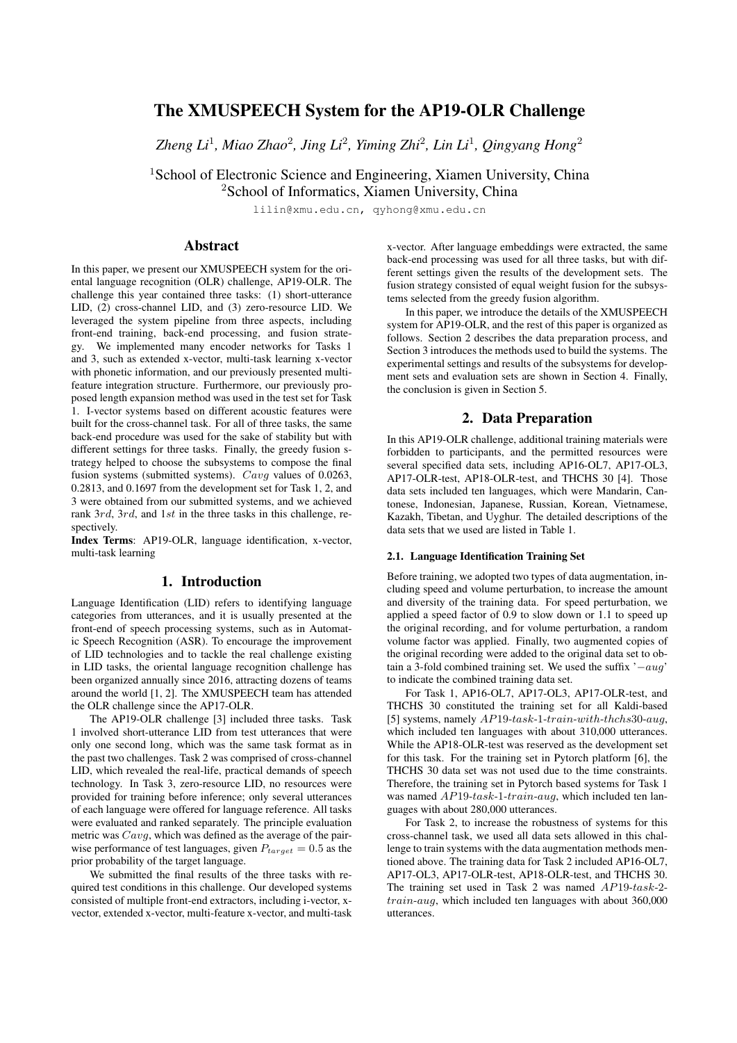# The XMUSPEECH System for the AP19-OLR Challenge

*Zheng Li*[1]*, Miao Zhao*[2]*, Jing Li*[2]*, Yiming Zhi*[2]*, Lin Li*[1]*, Qingyang Hong*[2]

[1]School of Electronic Science and Engineering, Xiamen University, China
[2]School of Informatics, Xiamen University, China

lilin@xmu.edu.cn, qyhong@xmu.edu.cn

## Abstract

In this paper, we present our XMUSPEECH system for the oriental language recognition (OLR) challenge, AP19-OLR. The challenge this year contained three tasks: (1) short-utterance LID, (2) cross-channel LID, and (3) zero-resource LID. We leveraged the system pipeline from three aspects, including front-end training, back-end processing, and fusion strategy. We implemented many encoder networks for Tasks 1 and 3, such as extended x-vector, multi-task learning x-vector with phonetic information, and our previously presented multi-feature integration structure. Furthermore, our previously proposed length expansion method was used in the test set for Task 1. I-vector systems based on different acoustic features were built for the cross-channel task. For all of three tasks, the same back-end procedure was used for the sake of stability but with different settings for three tasks. Finally, the greedy fusion strategy helped to choose the subsystems to compose the final fusion systems (submitted systems). $Cavg$ values of 0.0263, 0.2813, and 0.1697 from the development set for Task 1, 2, and 3 were obtained from our submitted systems, and we achieved rank $3rd$, $3rd$, and $1st$ in the three tasks in this challenge, respectively.

**Index Terms**: AP19-OLR, language identification, x-vector, multi-task learning

## 1. Introduction

Language Identification (LID) refers to identifying language categories from utterances, and it is usually presented at the front-end of speech processing systems, such as in Automatic Speech Recognition (ASR). To encourage the improvement of LID technologies and to tackle the real challenge existing in LID tasks, the oriental language recognition challenge has been organized annually since 2016, attracting dozens of teams around the world [1, 2]. The XMUSPEECH team has attended the OLR challenge since the AP17-OLR.

The AP19-OLR challenge [3] included three tasks. Task 1 involved short-utterance LID from test utterances that were only one second long, which was the same task format as in the past two challenges. Task 2 was comprised of cross-channel LID, which revealed the real-life, practical demands of speech technology. In Task 3, zero-resource LID, no resources were provided for training before inference; only several utterances of each language were offered for language reference. All tasks were evaluated and ranked separately. The principle evaluation metric was $Cavg$, which was defined as the average of the pairwise performance of test languages, given $P_{target} = 0.5$ as the prior probability of the target language.

We submitted the final results of the three tasks with required test conditions in this challenge. Our developed systems consisted of multiple front-end extractors, including i-vector, x-vector, extended x-vector, multi-feature x-vector, and multi-task x-vector. After language embeddings were extracted, the same back-end processing was used for all three tasks, but with different settings given the results of the development sets. The fusion strategy consisted of equal weight fusion for the subsystems selected from the greedy fusion algorithm.

In this paper, we introduce the details of the XMUSPEECH system for AP19-OLR, and the rest of this paper is organized as follows. Section 2 describes the data preparation process, and Section 3 introduces the methods used to build the systems. The experimental settings and results of the subsystems for development sets and evaluation sets are shown in Section 4. Finally, the conclusion is given in Section 5.

## 2. Data Preparation

In this AP19-OLR challenge, additional training materials were forbidden to participants, and the permitted resources were several specified data sets, including AP16-OL7, AP17-OL3, AP17-OLR-test, AP18-OLR-test, and THCHS 30 [4]. Those data sets included ten languages, which were Mandarin, Cantonese, Indonesian, Japanese, Russian, Korean, Vietnamese, Kazakh, Tibetan, and Uyghur. The detailed descriptions of the data sets that we used are listed in Table 1.

### 2.1. Language Identification Training Set

Before training, we adopted two types of data augmentation, including speed and volume perturbation, to increase the amount and diversity of the training data. For speed perturbation, we applied a speed factor of 0.9 to slow down or 1.1 to speed up the original recording, and for volume perturbation, a random volume factor was applied. Finally, two augmented copies of the original recording were added to the original data set to obtain a 3-fold combined training set. We used the suffix '$-aug$' to indicate the combined training data set.

For Task 1, AP16-OL7, AP17-OL3, AP17-OLR-test, and THCHS 30 constituted the training set for all Kaldi-based [5] systems, namely $AP19$-$task$-$1$-$train$-$with$-$thchs30$-$aug$, which included ten languages with about 310,000 utterances. While the AP18-OLR-test was reserved as the development set for this task. For the training set in Pytorch platform [6], the THCHS 30 data set was not used due to the time constraints. Therefore, the training set in Pytorch based systems for Task 1 was named $AP19$-$task$-$1$-$train$-$aug$, which included ten languages with about 280,000 utterances.

For Task 2, to increase the robustness of systems for this cross-channel task, we used all data sets allowed in this challenge to train systems with the data augmentation methods mentioned above. The training data for Task 2 included AP16-OL7, AP17-OL3, AP17-OLR-test, AP18-OLR-test, and THCHS 30. The training set used in Task 2 was named $AP19$-$task$-$2$-$train$-$aug$, which included ten languages with about 360,000 utterances.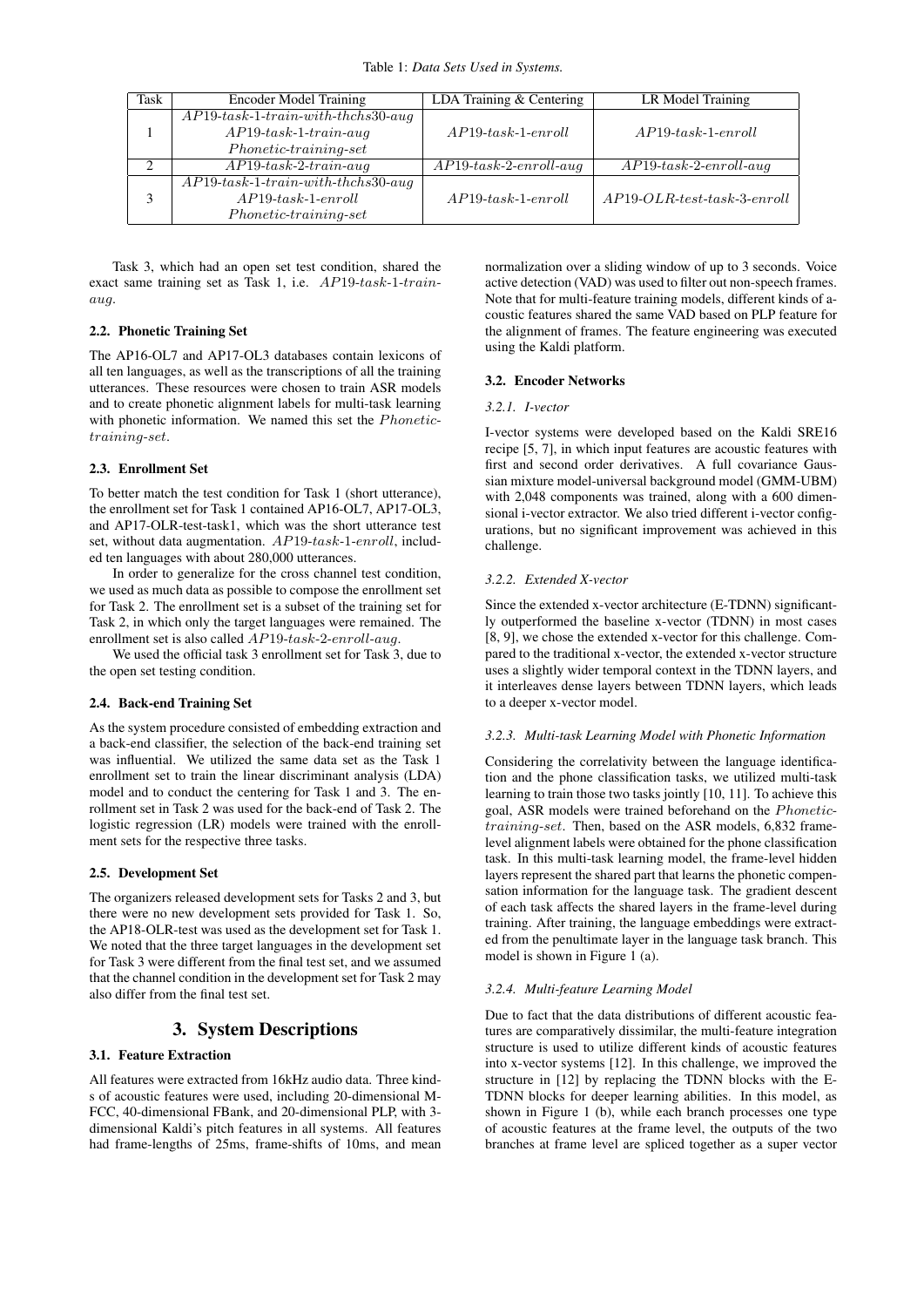Table 1: *Data Sets Used in Systems.*

| Task | Encoder Model Training | LDA Training & Centering | LR Model Training |
|---|---|---|---|
| 1 | *AP19-task-1-train-with-thchs30-aug*<br>*AP19-task-1-train-aug*<br>*Phonetic-training-set* | *AP19-task-1-enroll* | *AP19-task-1-enroll* |
| 2 | *AP19-task-2-train-aug* | *AP19-task-2-enroll-aug* | *AP19-task-2-enroll-aug* |
| 3 | *AP19-task-1-train-with-thchs30-aug*<br>*AP19-task-1-enroll*<br>*Phonetic-training-set* | *AP19-task-1-enroll* | *AP19-OLR-test-task-3-enroll* |

Task 3, which had an open set test condition, shared the exact same training set as Task 1, i.e. *AP19-task-1-train-aug*.

### 2.2. Phonetic Training Set

The AP16-OL7 and AP17-OL3 databases contain lexicons of all ten languages, as well as the transcriptions of all the training utterances. These resources were chosen to train ASR models and to create phonetic alignment labels for multi-task learning with phonetic information. We named this set the *Phonetic-training-set*.

### 2.3. Enrollment Set

To better match the test condition for Task 1 (short utterance), the enrollment set for Task 1 contained AP16-OL7, AP17-OL3, and AP17-OLR-test-task1, which was the short utterance test set, without data augmentation. *AP19-task-1-enroll*, included ten languages with about 280,000 utterances.

In order to generalize for the cross channel test condition, we used as much data as possible to compose the enrollment set for Task 2. The enrollment set is a subset of the training set for Task 2, in which only the target languages were remained. The enrollment set is also called *AP19-task-2-enroll-aug*.

We used the official task 3 enrollment set for Task 3, due to the open set testing condition.

### 2.4. Back-end Training Set

As the system procedure consisted of embedding extraction and a back-end classifier, the selection of the back-end training set was influential. We utilized the same data set as the Task 1 enrollment set to train the linear discriminant analysis (LDA) model and to conduct the centering for Task 1 and 3. The enrollment set in Task 2 was used for the back-end of Task 2. The logistic regression (LR) models were trained with the enrollment sets for the respective three tasks.

### 2.5. Development Set

The organizers released development sets for Tasks 2 and 3, but there were no new development sets provided for Task 1. So, the AP18-OLR-test was used as the development set for Task 1. We noted that the three target languages in the development set for Task 3 were different from the final test set, and we assumed that the channel condition in the development set for Task 2 may also differ from the final test set.

## 3. System Descriptions

### 3.1. Feature Extraction

All features were extracted from 16kHz audio data. Three kinds of acoustic features were used, including 20-dimensional MFCC, 40-dimensional FBank, and 20-dimensional PLP, with 3-dimensional Kaldi's pitch features in all systems. All features had frame-lengths of 25ms, frame-shifts of 10ms, and mean normalization over a sliding window of up to 3 seconds. Voice active detection (VAD) was used to filter out non-speech frames. Note that for multi-feature training models, different kinds of acoustic features shared the same VAD based on PLP feature for the alignment of frames. The feature engineering was executed using the Kaldi platform.

### 3.2. Encoder Networks

#### 3.2.1. I-vector

I-vector systems were developed based on the Kaldi SRE16 recipe [5, 7], in which input features are acoustic features with first and second order derivatives. A full covariance Gaussian mixture model-universal background model (GMM-UBM) with 2,048 components was trained, along with a 600 dimensional i-vector extractor. We also tried different i-vector configurations, but no significant improvement was achieved in this challenge.

#### 3.2.2. Extended X-vector

Since the extended x-vector architecture (E-TDNN) significantly outperformed the baseline x-vector (TDNN) in most cases [8, 9], we chose the extended x-vector for this challenge. Compared to the traditional x-vector, the extended x-vector structure uses a slightly wider temporal context in the TDNN layers, and it interleaves dense layers between TDNN layers, which leads to a deeper x-vector model.

#### 3.2.3. Multi-task Learning Model with Phonetic Information

Considering the correlativity between the language identification and the phone classification tasks, we utilized multi-task learning to train those two tasks jointly [10, 11]. To achieve this goal, ASR models were trained beforehand on the *Phonetic-training-set*. Then, based on the ASR models, 6,832 frame-level alignment labels were obtained for the phone classification task. In this multi-task learning model, the frame-level hidden layers represent the shared part that learns the phonetic compensation information for the language task. The gradient descent of each task affects the shared layers in the frame-level during training. After training, the language embeddings were extracted from the penultimate layer in the language task branch. This model is shown in Figure 1 (a).

#### 3.2.4. Multi-feature Learning Model

Due to fact that the data distributions of different acoustic features are comparatively dissimilar, the multi-feature integration structure is used to utilize different kinds of acoustic features into x-vector systems [12]. In this challenge, we improved the structure in [12] by replacing the TDNN blocks with the E-TDNN blocks for deeper learning abilities. In this model, as shown in Figure 1 (b), while each branch processes one type of acoustic features at the frame level, the outputs of the two branches at frame level are spliced together as a super vector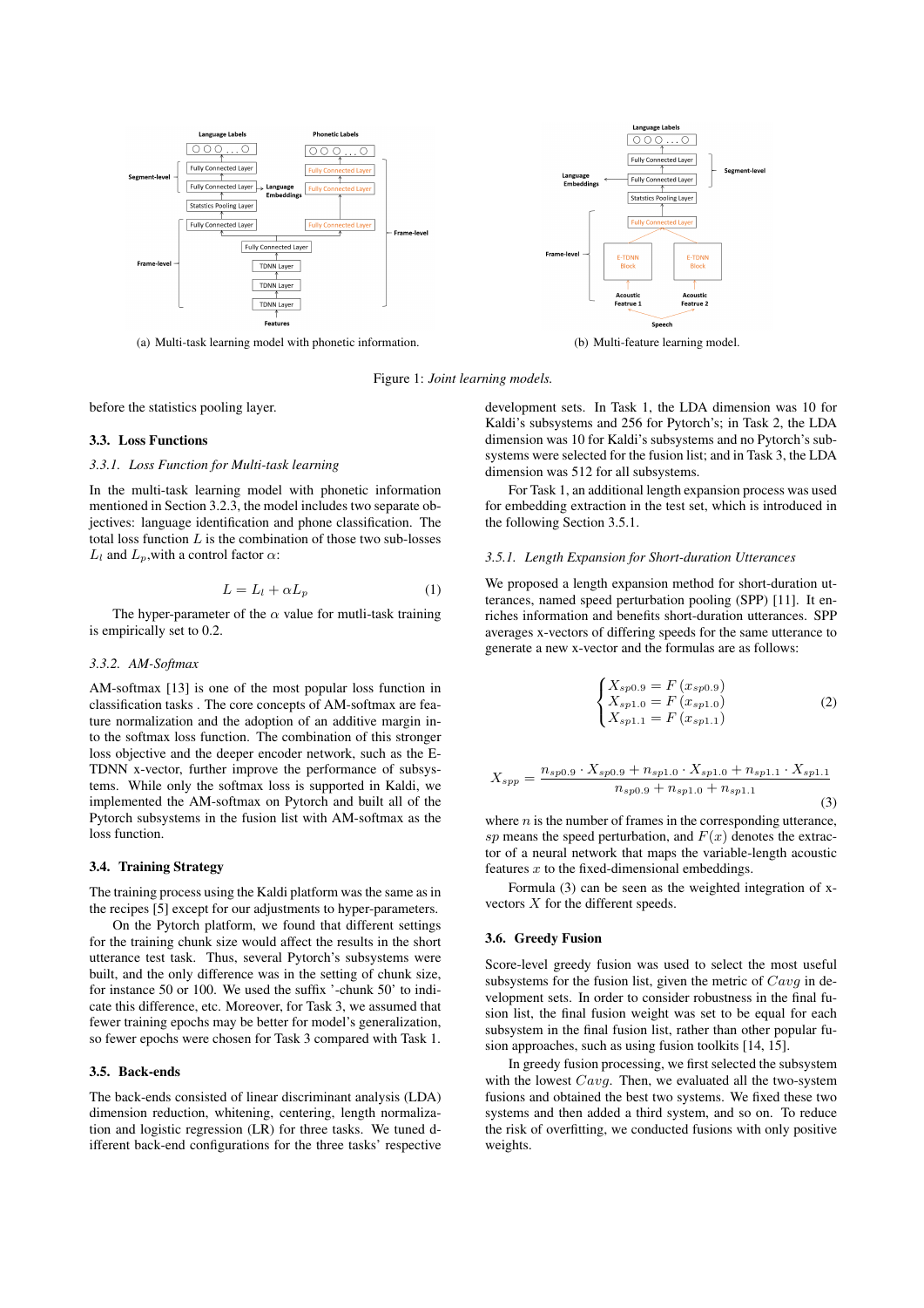(a) Multi-task learning model with phonetic information.

(b) Multi-feature learning model.

Figure 1: *Joint learning models.*

before the statistics pooling layer.

### 3.3. Loss Functions

#### 3.3.1. Loss Function for Multi-task learning

In the multi-task learning model with phonetic information mentioned in Section 3.2.3, the model includes two separate objectives: language identification and phone classification. The total loss function $L$ is the combination of those two sub-losses $L_l$ and $L_p$,with a control factor $\alpha$:

$$L = L_l + \alpha L_p \quad (1)$$

The hyper-parameter of the $\alpha$ value for mutli-task training is empirically set to 0.2.

#### 3.3.2. AM-Softmax

AM-softmax [13] is one of the most popular loss function in classification tasks . The core concepts of AM-softmax are feature normalization and the adoption of an additive margin into the softmax loss function. The combination of this stronger loss objective and the deeper encoder network, such as the E-TDNN x-vector, further improve the performance of subsystems. While only the softmax loss is supported in Kaldi, we implemented the AM-softmax on Pytorch and built all of the Pytorch subsystems in the fusion list with AM-softmax as the loss function.

### 3.4. Training Strategy

The training process using the Kaldi platform was the same as in the recipes [5] except for our adjustments to hyper-parameters.

On the Pytorch platform, we found that different settings for the training chunk size would affect the results in the short utterance test task. Thus, several Pytorch's subsystems were built, and the only difference was in the setting of chunk size, for instance 50 or 100. We used the suffix '-chunk 50' to indicate this difference, etc. Moreover, for Task 3, we assumed that fewer training epochs may be better for model's generalization, so fewer epochs were chosen for Task 3 compared with Task 1.

### 3.5. Back-ends

The back-ends consisted of linear discriminant analysis (LDA) dimension reduction, whitening, centering, length normalization and logistic regression (LR) for three tasks. We tuned different back-end configurations for the three tasks' respective development sets. In Task 1, the LDA dimension was 10 for Kaldi's subsystems and 256 for Pytorch's; in Task 2, the LDA dimension was 10 for Kaldi's subsystems and no Pytorch's subsystems were selected for the fusion list; and in Task 3, the LDA dimension was 512 for all subsystems.

For Task 1, an additional length expansion process was used for embedding extraction in the test set, which is introduced in the following Section 3.5.1.

#### 3.5.1. Length Expansion for Short-duration Utterances

We proposed a length expansion method for short-duration utterances, named speed perturbation pooling (SPP) [11]. It enriches information and benefits short-duration utterances. SPP averages x-vectors of differing speeds for the same utterance to generate a new x-vector and the formulas are as follows:

$$\begin{cases} X_{sp0.9} = F\left(x_{sp0.9}\right) \\ X_{sp1.0} = F\left(x_{sp1.0}\right) \\ X_{sp1.1} = F\left(x_{sp1.1}\right) \end{cases} \quad (2)$$

$$X_{spp} = \frac{n_{sp0.9} \cdot X_{sp0.9} + n_{sp1.0} \cdot X_{sp1.0} + n_{sp1.1} \cdot X_{sp1.1}}{n_{sp0.9} + n_{sp1.0} + n_{sp1.1}} \quad (3)$$

where $n$ is the number of frames in the corresponding utterance, $sp$ means the speed perturbation, and $F(x)$ denotes the extractor of a neural network that maps the variable-length acoustic features $x$ to the fixed-dimensional embeddings.

Formula (3) can be seen as the weighted integration of x-vectors $X$ for the different speeds.

### 3.6. Greedy Fusion

Score-level greedy fusion was used to select the most useful subsystems for the fusion list, given the metric of $Cavg$ in development sets. In order to consider robustness in the final fusion list, the final fusion weight was set to be equal for each subsystem in the final fusion list, rather than other popular fusion approaches, such as using fusion toolkits [14, 15].

In greedy fusion processing, we first selected the subsystem with the lowest $Cavg$. Then, we evaluated all the two-system fusions and obtained the best two systems. We fixed these two systems and then added a third system, and so on. To reduce the risk of overfitting, we conducted fusions with only positive weights.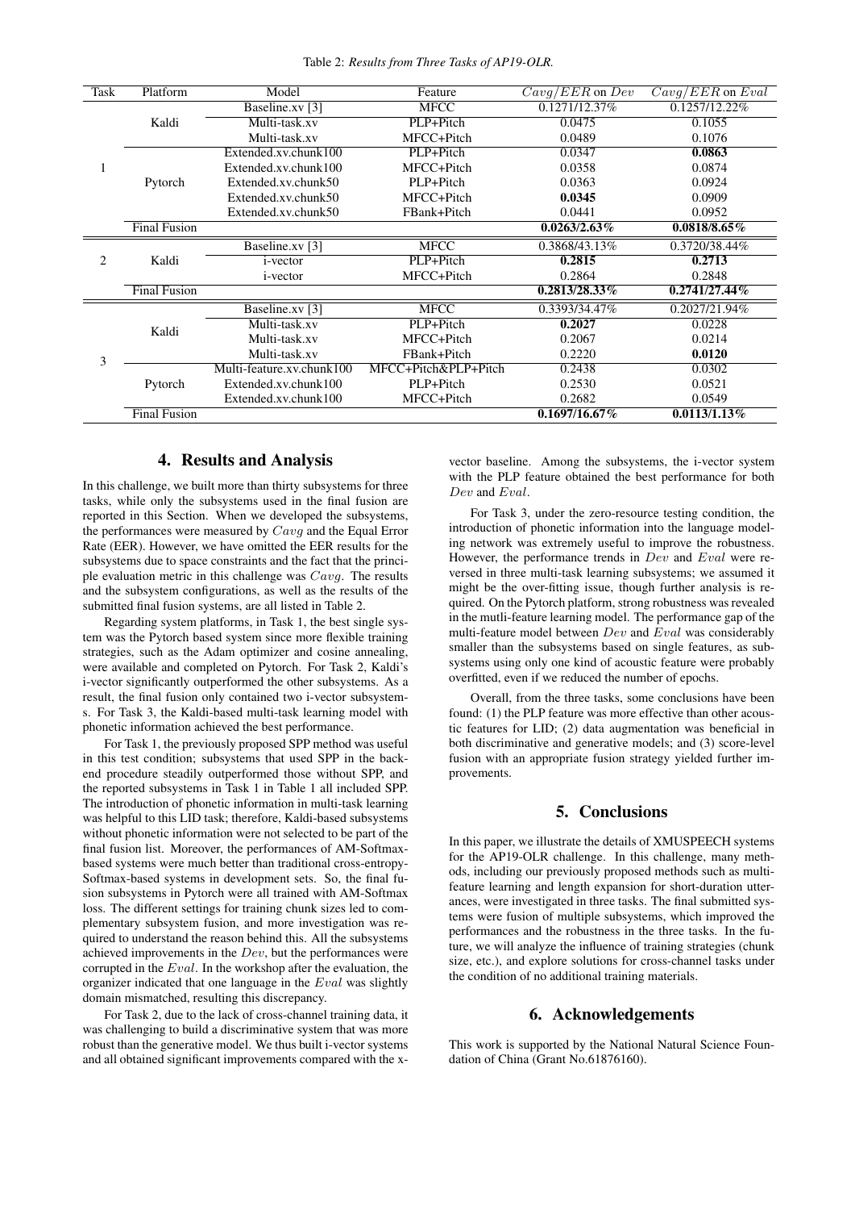Table 2: *Results from Three Tasks of AP19-OLR.*

| Task | Platform | Model | Feature | $Cavg/EER$ on $Dev$ | $Cavg/EER$ on $Eval$ |
|---|---|---|---|---|---|
| 1 | Kaldi | Baseline.xv [3] | MFCC | 0.1271/12.37% | 0.1257/12.22% |
| | | Multi-task.xv | PLP+Pitch | 0.0475 | 0.1055 |
| | | Multi-task.xv | MFCC+Pitch | 0.0489 | 0.1076 |
| | Pytorch | Extended.xv.chunk100 | PLP+Pitch | 0.0347 | **0.0863** |
| | | Extended.xv.chunk100 | MFCC+Pitch | 0.0358 | 0.0874 |
| | | Extended.xv.chunk50 | PLP+Pitch | 0.0363 | 0.0924 |
| | | Extended.xv.chunk50 | MFCC+Pitch | **0.0345** | 0.0909 |
| | | Extended.xv.chunk50 | FBank+Pitch | 0.0441 | 0.0952 |
| | Final Fusion | | | **0.0263/2.63%** | **0.0818/8.65%** |
| 2 | Kaldi | Baseline.xv [3] | MFCC | 0.3868/43.13% | 0.3720/38.44% |
| | | i-vector | PLP+Pitch | **0.2815** | **0.2713** |
| | | i-vector | MFCC+Pitch | 0.2864 | 0.2848 |
| | Final Fusion | | | **0.2813/28.33%** | **0.2741/27.44%** |
| 3 | Kaldi | Baseline.xv [3] | MFCC | 0.3393/34.47% | 0.2027/21.94% |
| | | Multi-task.xv | PLP+Pitch | **0.2027** | 0.0228 |
| | | Multi-task.xv | MFCC+Pitch | 0.2067 | 0.0214 |
| | | Multi-task.xv | FBank+Pitch | 0.2220 | **0.0120** |
| | Pytorch | Multi-feature.xv.chunk100 | MFCC+Pitch&PLP+Pitch | 0.2438 | 0.0302 |
| | | Extended.xv.chunk100 | PLP+Pitch | 0.2530 | 0.0521 |
| | | Extended.xv.chunk100 | MFCC+Pitch | 0.2682 | 0.0549 |
| | Final Fusion | | | **0.1697/16.67%** | **0.0113/1.13%** |

## 4. Results and Analysis

In this challenge, we built more than thirty subsystems for three tasks, while only the subsystems used in the final fusion are reported in this Section. When we developed the subsystems, the performances were measured by $Cavg$ and the Equal Error Rate (EER). However, we have omitted the EER results for the subsystems due to space constraints and the fact that the principle evaluation metric in this challenge was $Cavg$. The results and the subsystem configurations, as well as the results of the submitted final fusion systems, are all listed in Table 2.

Regarding system platforms, in Task 1, the best single system was the Pytorch based system since more flexible training strategies, such as the Adam optimizer and cosine annealing, were available and completed on Pytorch. For Task 2, Kaldi's i-vector significantly outperformed the other subsystems. As a result, the final fusion only contained two i-vector subsystems. For Task 3, the Kaldi-based multi-task learning model with phonetic information achieved the best performance.

For Task 1, the previously proposed SPP method was useful in this test condition; subsystems that used SPP in the back-end procedure steadily outperformed those without SPP, and the reported subsystems in Task 1 in Table 1 all included SPP. The introduction of phonetic information in multi-task learning was helpful to this LID task; therefore, Kaldi-based subsystems without phonetic information were not selected to be part of the final fusion list. Moreover, the performances of AM-Softmax-based systems were much better than traditional cross-entropy-Softmax-based systems in development sets. So, the final fusion subsystems in Pytorch were all trained with AM-Softmax loss. The different settings for training chunk sizes led to complementary subsystem fusion, and more investigation was required to understand the reason behind this. All the subsystems achieved improvements in the $Dev$, but the performances were corrupted in the $Eval$. In the workshop after the evaluation, the organizer indicated that one language in the $Eval$ was slightly domain mismatched, resulting this discrepancy.

For Task 2, due to the lack of cross-channel training data, it was challenging to build a discriminative system that was more robust than the generative model. We thus built i-vector systems and all obtained significant improvements compared with the x-vector baseline. Among the subsystems, the i-vector system with the PLP feature obtained the best performance for both $Dev$ and $Eval$.

For Task 3, under the zero-resource testing condition, the introduction of phonetic information into the language modeling network was extremely useful to improve the robustness. However, the performance trends in $Dev$ and $Eval$ were reversed in three multi-task learning subsystems; we assumed it might be the over-fitting issue, though further analysis is required. On the Pytorch platform, strong robustness was revealed in the mutli-feature learning model. The performance gap of the multi-feature model between $Dev$ and $Eval$ was considerably smaller than the subsystems based on single features, as subsystems using only one kind of acoustic feature were probably overfitted, even if we reduced the number of epochs.

Overall, from the three tasks, some conclusions have been found: (1) the PLP feature was more effective than other acoustic features for LID; (2) data augmentation was beneficial in both discriminative and generative models; and (3) score-level fusion with an appropriate fusion strategy yielded further improvements.

## 5. Conclusions

In this paper, we illustrate the details of XMUSPEECH systems for the AP19-OLR challenge. In this challenge, many methods, including our previously proposed methods such as multi-feature learning and length expansion for short-duration utterances, were investigated in three tasks. The final submitted systems were fusion of multiple subsystems, which improved the performances and the robustness in the three tasks. In the future, we will analyze the influence of training strategies (chunk size, etc.), and explore solutions for cross-channel tasks under the condition of no additional training materials.

## 6. Acknowledgements

This work is supported by the National Natural Science Foundation of China (Grant No.61876160).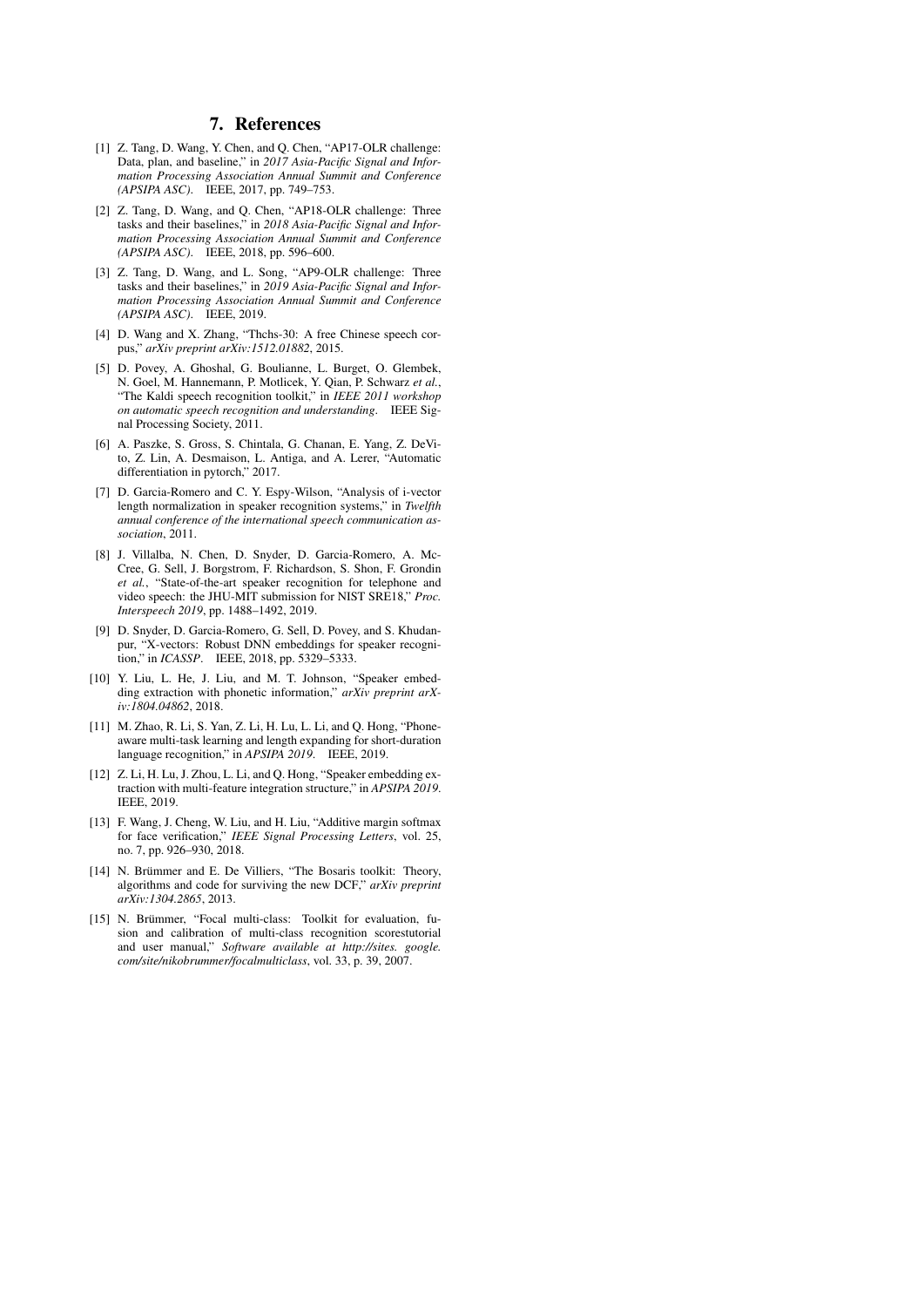## 7. References

[1] Z. Tang, D. Wang, Y. Chen, and Q. Chen, "AP17-OLR challenge: Data, plan, and baseline," in *2017 Asia-Pacific Signal and Information Processing Association Annual Summit and Conference (APSIPA ASC)*. IEEE, 2017, pp. 749–753.

[2] Z. Tang, D. Wang, and Q. Chen, "AP18-OLR challenge: Three tasks and their baselines," in *2018 Asia-Pacific Signal and Information Processing Association Annual Summit and Conference (APSIPA ASC)*. IEEE, 2018, pp. 596–600.

[3] Z. Tang, D. Wang, and L. Song, "AP9-OLR challenge: Three tasks and their baselines," in *2019 Asia-Pacific Signal and Information Processing Association Annual Summit and Conference (APSIPA ASC)*. IEEE, 2019.

[4] D. Wang and X. Zhang, "Thchs-30: A free Chinese speech corpus," *arXiv preprint arXiv:1512.01882*, 2015.

[5] D. Povey, A. Ghoshal, G. Boulianne, L. Burget, O. Glembek, N. Goel, M. Hannemann, P. Motlicek, Y. Qian, P. Schwarz *et al.*, "The Kaldi speech recognition toolkit," in *IEEE 2011 workshop on automatic speech recognition and understanding*. IEEE Signal Processing Society, 2011.

[6] A. Paszke, S. Gross, S. Chintala, G. Chanan, E. Yang, Z. DeVito, Z. Lin, A. Desmaison, L. Antiga, and A. Lerer, "Automatic differentiation in pytorch," 2017.

[7] D. Garcia-Romero and C. Y. Espy-Wilson, "Analysis of i-vector length normalization in speaker recognition systems," in *Twelfth annual conference of the international speech communication association*, 2011.

[8] J. Villalba, N. Chen, D. Snyder, D. Garcia-Romero, A. McCree, G. Sell, J. Borgstrom, F. Richardson, S. Shon, F. Grondin *et al.*, "State-of-the-art speaker recognition for telephone and video speech: the JHU-MIT submission for NIST SRE18," *Proc. Interspeech 2019*, pp. 1488–1492, 2019.

[9] D. Snyder, D. Garcia-Romero, G. Sell, D. Povey, and S. Khudanpur, "X-vectors: Robust DNN embeddings for speaker recognition," in *ICASSP*. IEEE, 2018, pp. 5329–5333.

[10] Y. Liu, L. He, J. Liu, and M. T. Johnson, "Speaker embedding extraction with phonetic information," *arXiv preprint arXiv:1804.04862*, 2018.

[11] M. Zhao, R. Li, S. Yan, Z. Li, H. Lu, L. Li, and Q. Hong, "Phone-aware multi-task learning and length expanding for short-duration language recognition," in *APSIPA 2019*. IEEE, 2019.

[12] Z. Li, H. Lu, J. Zhou, L. Li, and Q. Hong, "Speaker embedding extraction with multi-feature integration structure," in *APSIPA 2019*. IEEE, 2019.

[13] F. Wang, J. Cheng, W. Liu, and H. Liu, "Additive margin softmax for face verification," *IEEE Signal Processing Letters*, vol. 25, no. 7, pp. 926–930, 2018.

[14] N. Brümmer and E. De Villiers, "The Bosaris toolkit: Theory, algorithms and code for surviving the new DCF," *arXiv preprint arXiv:1304.2865*, 2013.

[15] N. Brümmer, "Focal multi-class: Toolkit for evaluation, fusion and calibration of multi-class recognition scorestutorial and user manual," *Software available at http://sites. google. com/site/nikobrummer/focalmulticlass*, vol. 33, p. 39, 2007.